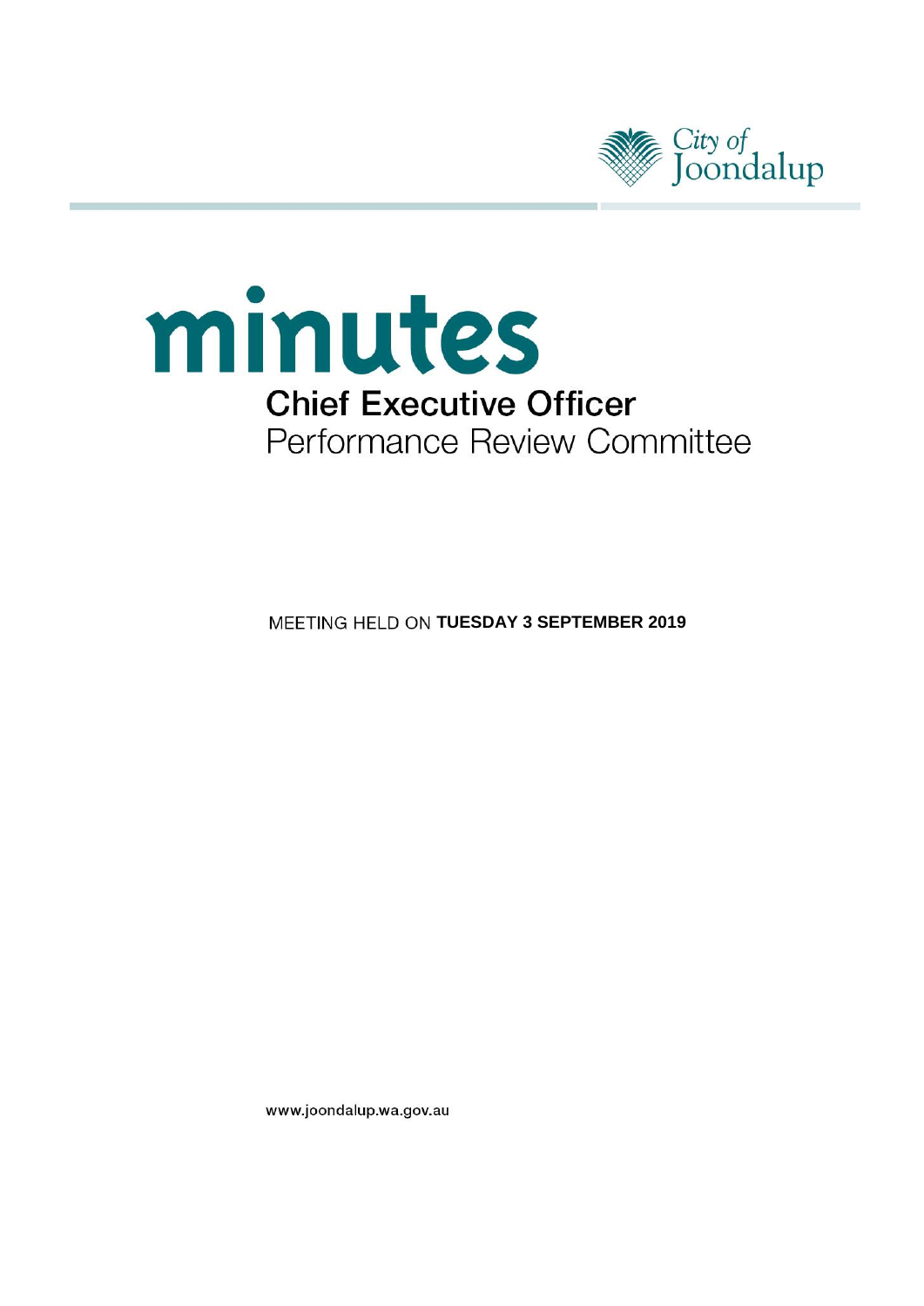City of Joondalup

# minutes

## Chief Executive Officer

Performance Review Committee

MEETING HELD ON **TUESDAY 3 SEPTEMBER 2019**

www.joondalup.wa.gov.au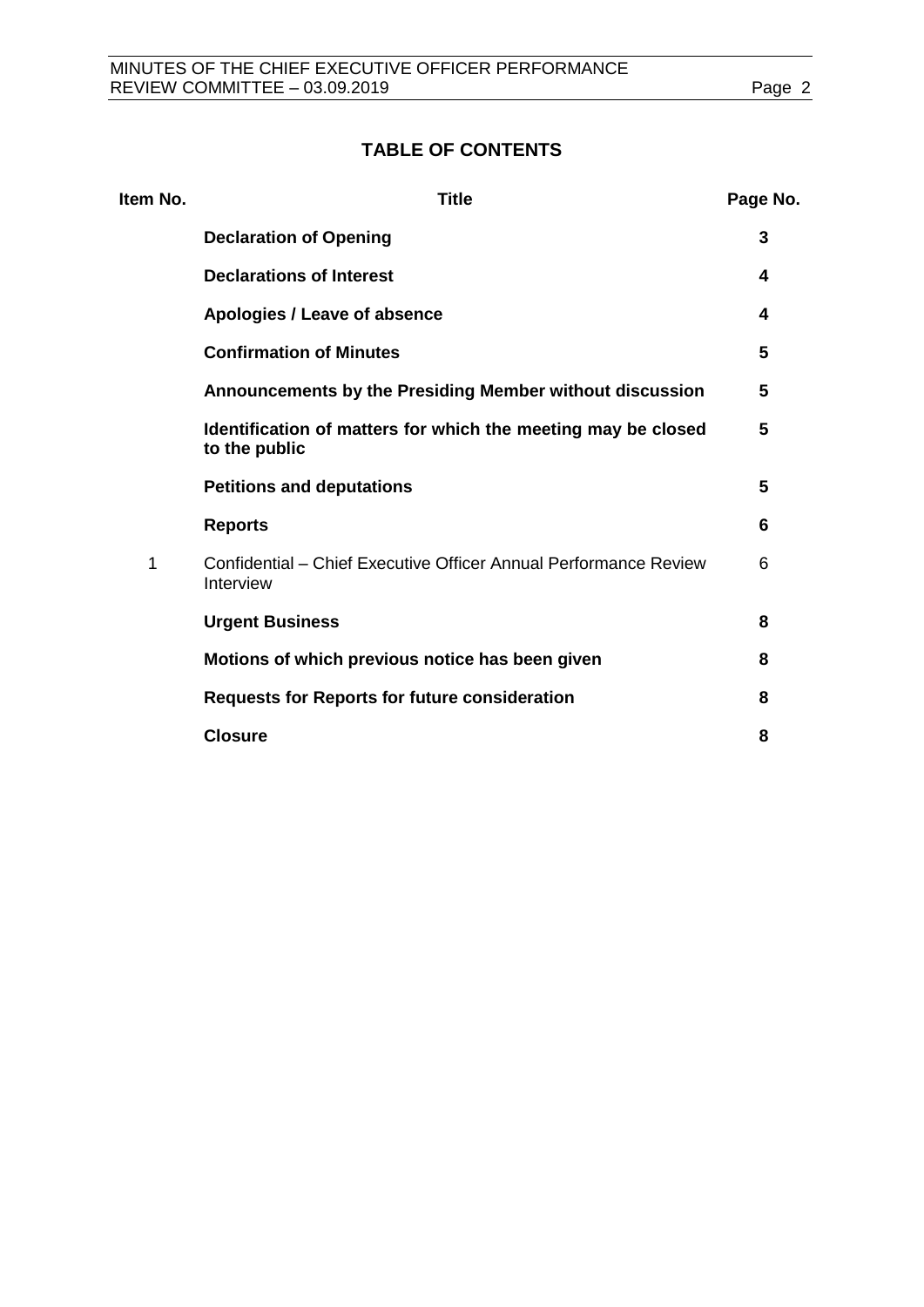## TABLE OF CONTENTS

| Item No. | Title | Page No. |
|---|---|---|
| | **Declaration of Opening** | **3** |
| | **Declarations of Interest** | **4** |
| | **Apologies / Leave of absence** | **4** |
| | **Confirmation of Minutes** | **5** |
| | **Announcements by the Presiding Member without discussion** | **5** |
| | **Identification of matters for which the meeting may be closed to the public** | **5** |
| | **Petitions and deputations** | **5** |
| | **Reports** | **6** |
| 1 | Confidential – Chief Executive Officer Annual Performance Review Interview | 6 |
| | **Urgent Business** | **8** |
| | **Motions of which previous notice has been given** | **8** |
| | **Requests for Reports for future consideration** | **8** |
| | **Closure** | **8** |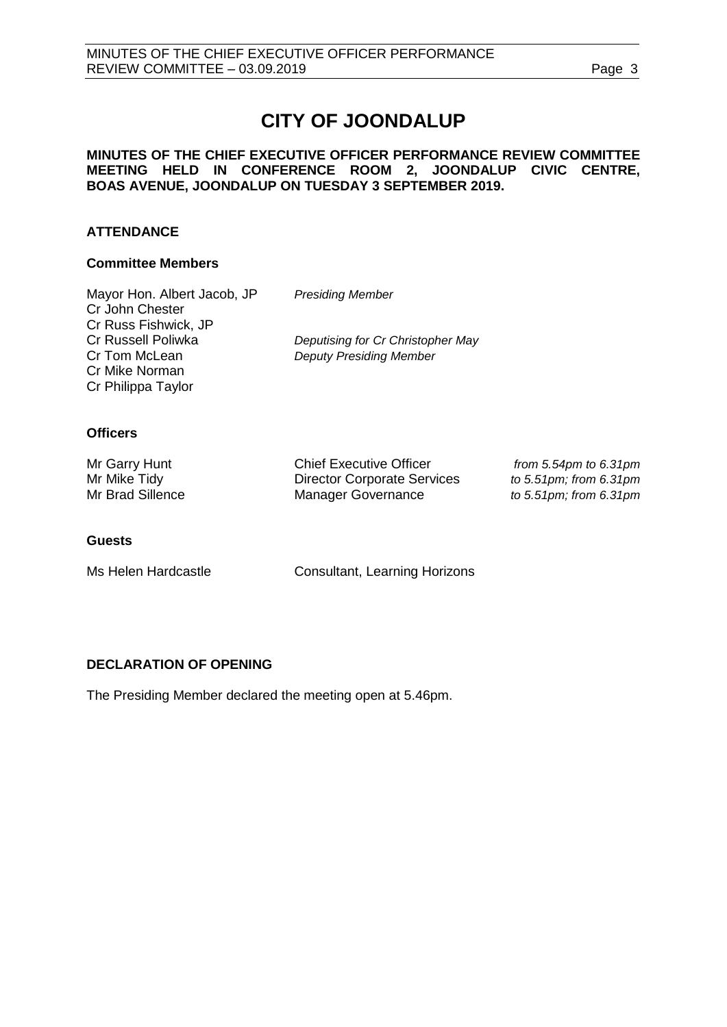# CITY OF JOONDALUP

**MINUTES OF THE CHIEF EXECUTIVE OFFICER PERFORMANCE REVIEW COMMITTEE MEETING HELD IN CONFERENCE ROOM 2, JOONDALUP CIVIC CENTRE, BOAS AVENUE, JOONDALUP ON TUESDAY 3 SEPTEMBER 2019.**

## ATTENDANCE

### Committee Members

| | |
|---|---|
| Mayor Hon. Albert Jacob, JP | *Presiding Member* |
| Cr John Chester | |
| Cr Russ Fishwick, JP | |
| Cr Russell Poliwka | *Deputising for Cr Christopher May* |
| Cr Tom McLean | *Deputy Presiding Member* |
| Cr Mike Norman | |
| Cr Philippa Taylor | |

### Officers

| | | |
|---|---|---|
| Mr Garry Hunt | Chief Executive Officer | *from 5.54pm to 6.31pm* |
| Mr Mike Tidy | Director Corporate Services | *to 5.51pm; from 6.31pm* |
| Mr Brad Sillence | Manager Governance | *to 5.51pm; from 6.31pm* |

### Guests

| | |
|---|---|
| Ms Helen Hardcastle | Consultant, Learning Horizons |

## DECLARATION OF OPENING

The Presiding Member declared the meeting open at 5.46pm.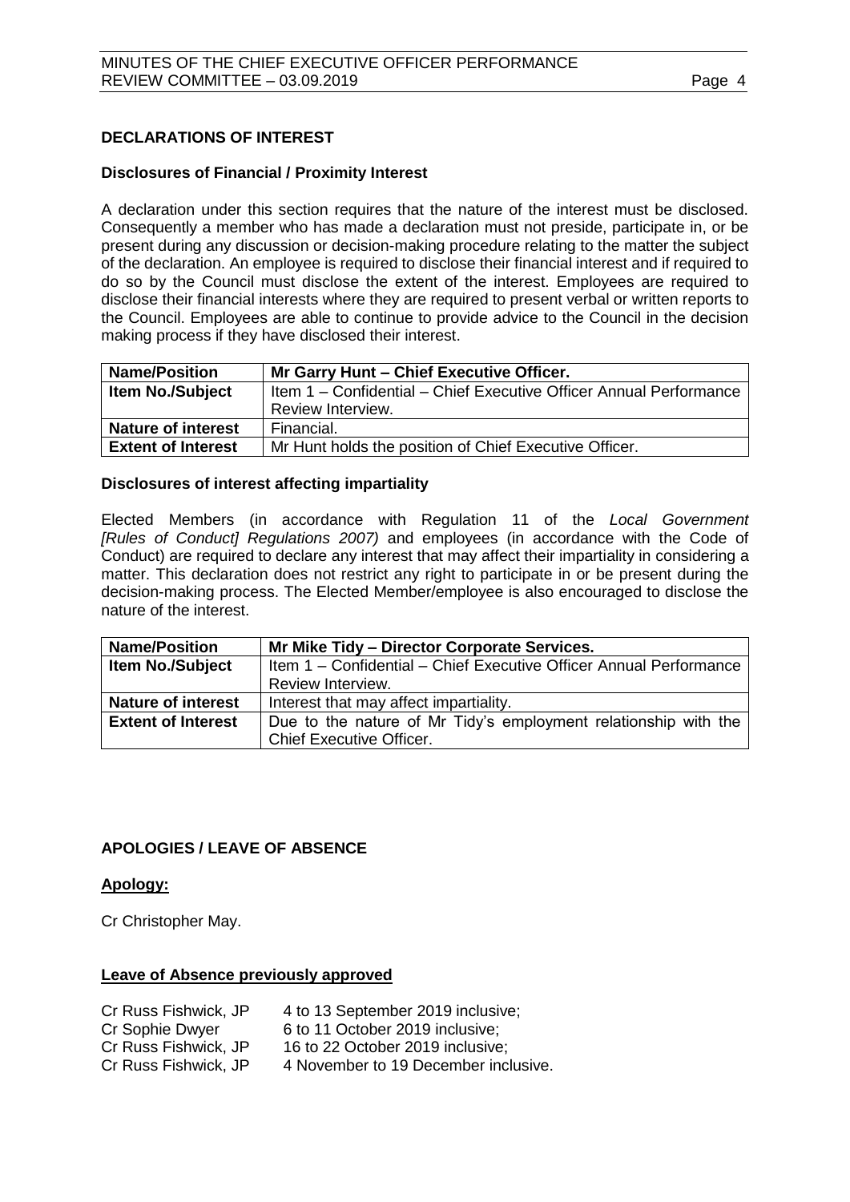## DECLARATIONS OF INTEREST

### Disclosures of Financial / Proximity Interest

A declaration under this section requires that the nature of the interest must be disclosed. Consequently a member who has made a declaration must not preside, participate in, or be present during any discussion or decision-making procedure relating to the matter the subject of the declaration. An employee is required to disclose their financial interest and if required to do so by the Council must disclose the extent of the interest. Employees are required to disclose their financial interests where they are required to present verbal or written reports to the Council. Employees are able to continue to provide advice to the Council in the decision making process if they have disclosed their interest.

| **Name/Position** | **Mr Garry Hunt – Chief Executive Officer.** |
|---|---|
| **Item No./Subject** | Item 1 – Confidential – Chief Executive Officer Annual Performance Review Interview. |
| **Nature of interest** | Financial. |
| **Extent of Interest** | Mr Hunt holds the position of Chief Executive Officer. |

### Disclosures of interest affecting impartiality

Elected Members (in accordance with Regulation 11 of the *Local Government [Rules of Conduct] Regulations 2007)* and employees (in accordance with the Code of Conduct) are required to declare any interest that may affect their impartiality in considering a matter. This declaration does not restrict any right to participate in or be present during the decision-making process. The Elected Member/employee is also encouraged to disclose the nature of the interest.

| **Name/Position** | **Mr Mike Tidy – Director Corporate Services.** |
|---|---|
| **Item No./Subject** | Item 1 – Confidential – Chief Executive Officer Annual Performance Review Interview. |
| **Nature of interest** | Interest that may affect impartiality. |
| **Extent of Interest** | Due to the nature of Mr Tidy's employment relationship with the Chief Executive Officer. |

## APOLOGIES / LEAVE OF ABSENCE

**Apology:**

Cr Christopher May.

**Leave of Absence previously approved**

| | |
|---|---|
| Cr Russ Fishwick, JP | 4 to 13 September 2019 inclusive; |
| Cr Sophie Dwyer | 6 to 11 October 2019 inclusive; |
| Cr Russ Fishwick, JP | 16 to 22 October 2019 inclusive; |
| Cr Russ Fishwick, JP | 4 November to 19 December inclusive. |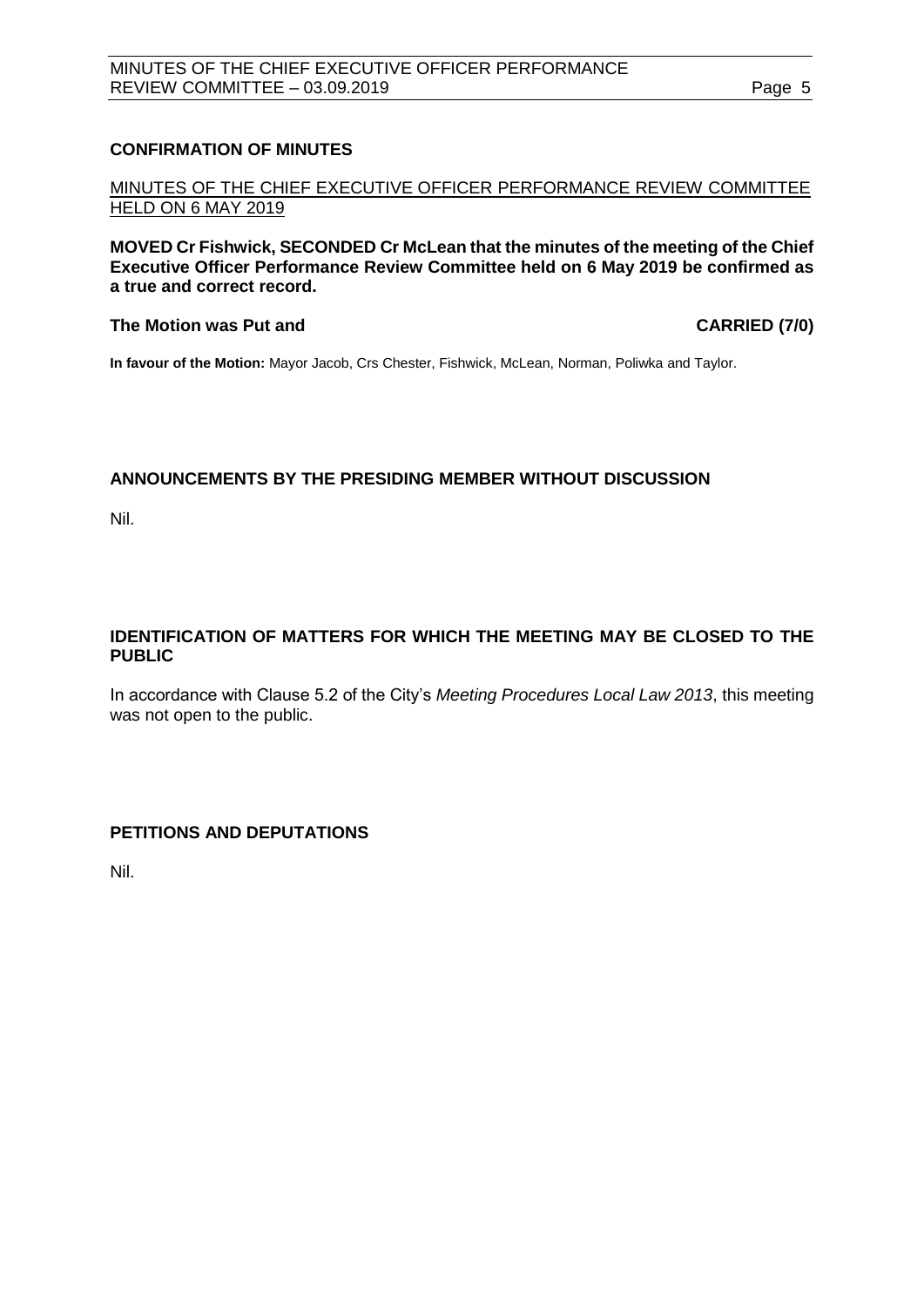## CONFIRMATION OF MINUTES

<u>MINUTES OF THE CHIEF EXECUTIVE OFFICER PERFORMANCE REVIEW COMMITTEE HELD ON 6 MAY 2019</u>

**MOVED Cr Fishwick, SECONDED Cr McLean that the minutes of the meeting of the Chief Executive Officer Performance Review Committee held on 6 May 2019 be confirmed as a true and correct record.**

**The Motion was Put and CARRIED (7/0)**

**In favour of the Motion:** Mayor Jacob, Crs Chester, Fishwick, McLean, Norman, Poliwka and Taylor.

## ANNOUNCEMENTS BY THE PRESIDING MEMBER WITHOUT DISCUSSION

Nil.

## IDENTIFICATION OF MATTERS FOR WHICH THE MEETING MAY BE CLOSED TO THE PUBLIC

In accordance with Clause 5.2 of the City's *Meeting Procedures Local Law 2013*, this meeting was not open to the public.

## PETITIONS AND DEPUTATIONS

Nil.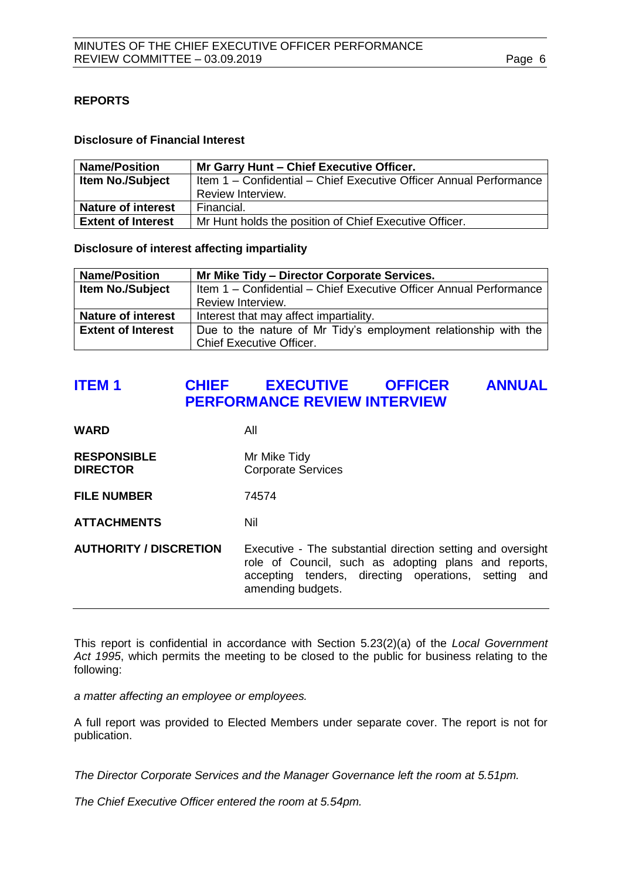## REPORTS

### Disclosure of Financial Interest

| Name/Position | Mr Garry Hunt – Chief Executive Officer. |
|---|---|
| Item No./Subject | Item 1 – Confidential – Chief Executive Officer Annual Performance Review Interview. |
| Nature of interest | Financial. |
| Extent of Interest | Mr Hunt holds the position of Chief Executive Officer. |

### Disclosure of interest affecting impartiality

| Name/Position | Mr Mike Tidy – Director Corporate Services. |
|---|---|
| Item No./Subject | Item 1 – Confidential – Chief Executive Officer Annual Performance Review Interview. |
| Nature of interest | Interest that may affect impartiality. |
| Extent of Interest | Due to the nature of Mr Tidy's employment relationship with the Chief Executive Officer. |

## ITEM 1 CHIEF EXECUTIVE OFFICER ANNUAL PERFORMANCE REVIEW INTERVIEW

**WARD** All

**RESPONSIBLE DIRECTOR** Mr Mike Tidy
Corporate Services

**FILE NUMBER** 74574

**ATTACHMENTS** Nil

**AUTHORITY / DISCRETION** Executive - The substantial direction setting and oversight role of Council, such as adopting plans and reports, accepting tenders, directing operations, setting and amending budgets.

---

This report is confidential in accordance with Section 5.23(2)(a) of the *Local Government Act 1995*, which permits the meeting to be closed to the public for business relating to the following:

*a matter affecting an employee or employees.*

A full report was provided to Elected Members under separate cover. The report is not for publication.

*The Director Corporate Services and the Manager Governance left the room at 5.51pm.*

*The Chief Executive Officer entered the room at 5.54pm.*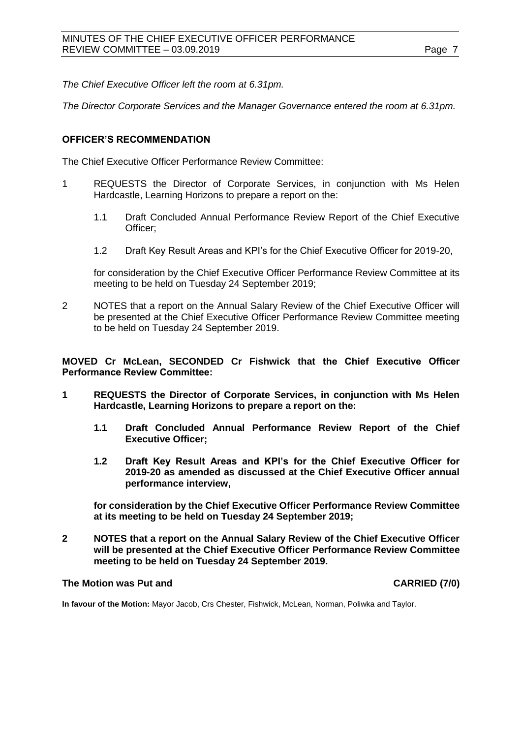*The Chief Executive Officer left the room at 6.31pm.*

*The Director Corporate Services and the Manager Governance entered the room at 6.31pm.*

## OFFICER'S RECOMMENDATION

The Chief Executive Officer Performance Review Committee:

1 REQUESTS the Director of Corporate Services, in conjunction with Ms Helen Hardcastle, Learning Horizons to prepare a report on the:

   1.1 Draft Concluded Annual Performance Review Report of the Chief Executive Officer;

   1.2 Draft Key Result Areas and KPI's for the Chief Executive Officer for 2019-20,

   for consideration by the Chief Executive Officer Performance Review Committee at its meeting to be held on Tuesday 24 September 2019;

2 NOTES that a report on the Annual Salary Review of the Chief Executive Officer will be presented at the Chief Executive Officer Performance Review Committee meeting to be held on Tuesday 24 September 2019.

**MOVED Cr McLean, SECONDED Cr Fishwick that the Chief Executive Officer Performance Review Committee:**

**1 REQUESTS the Director of Corporate Services, in conjunction with Ms Helen Hardcastle, Learning Horizons to prepare a report on the:**

   **1.1 Draft Concluded Annual Performance Review Report of the Chief Executive Officer;**

   **1.2 Draft Key Result Areas and KPI's for the Chief Executive Officer for 2019-20 as amended as discussed at the Chief Executive Officer annual performance interview,**

   **for consideration by the Chief Executive Officer Performance Review Committee at its meeting to be held on Tuesday 24 September 2019;**

**2 NOTES that a report on the Annual Salary Review of the Chief Executive Officer will be presented at the Chief Executive Officer Performance Review Committee meeting to be held on Tuesday 24 September 2019.**

**The Motion was Put and CARRIED (7/0)**

**In favour of the Motion:** Mayor Jacob, Crs Chester, Fishwick, McLean, Norman, Poliwka and Taylor.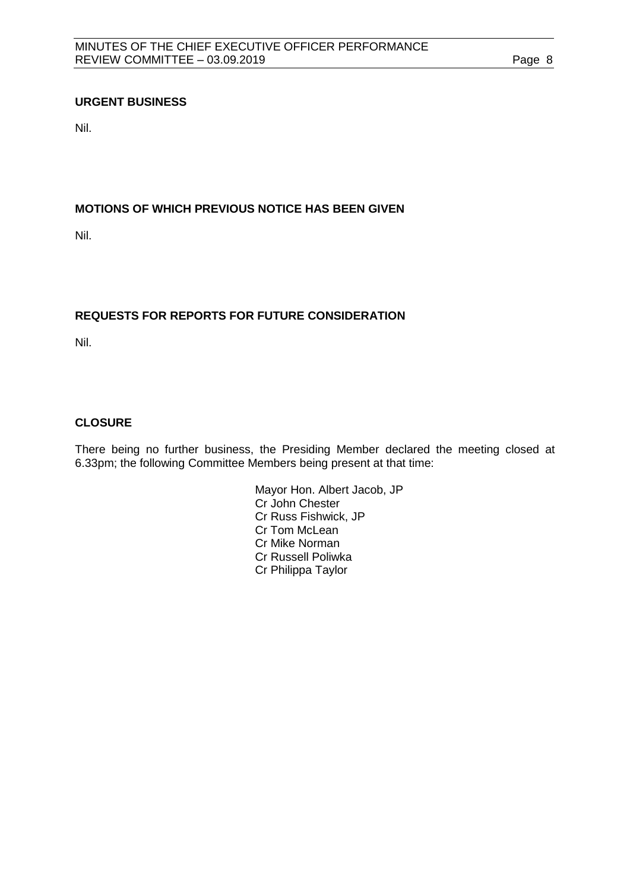**URGENT BUSINESS**

Nil.

**MOTIONS OF WHICH PREVIOUS NOTICE HAS BEEN GIVEN**

Nil.

**REQUESTS FOR REPORTS FOR FUTURE CONSIDERATION**

Nil.

**CLOSURE**

There being no further business, the Presiding Member declared the meeting closed at 6.33pm; the following Committee Members being present at that time:

Mayor Hon. Albert Jacob, JP
Cr John Chester
Cr Russ Fishwick, JP
Cr Tom McLean
Cr Mike Norman
Cr Russell Poliwka
Cr Philippa Taylor